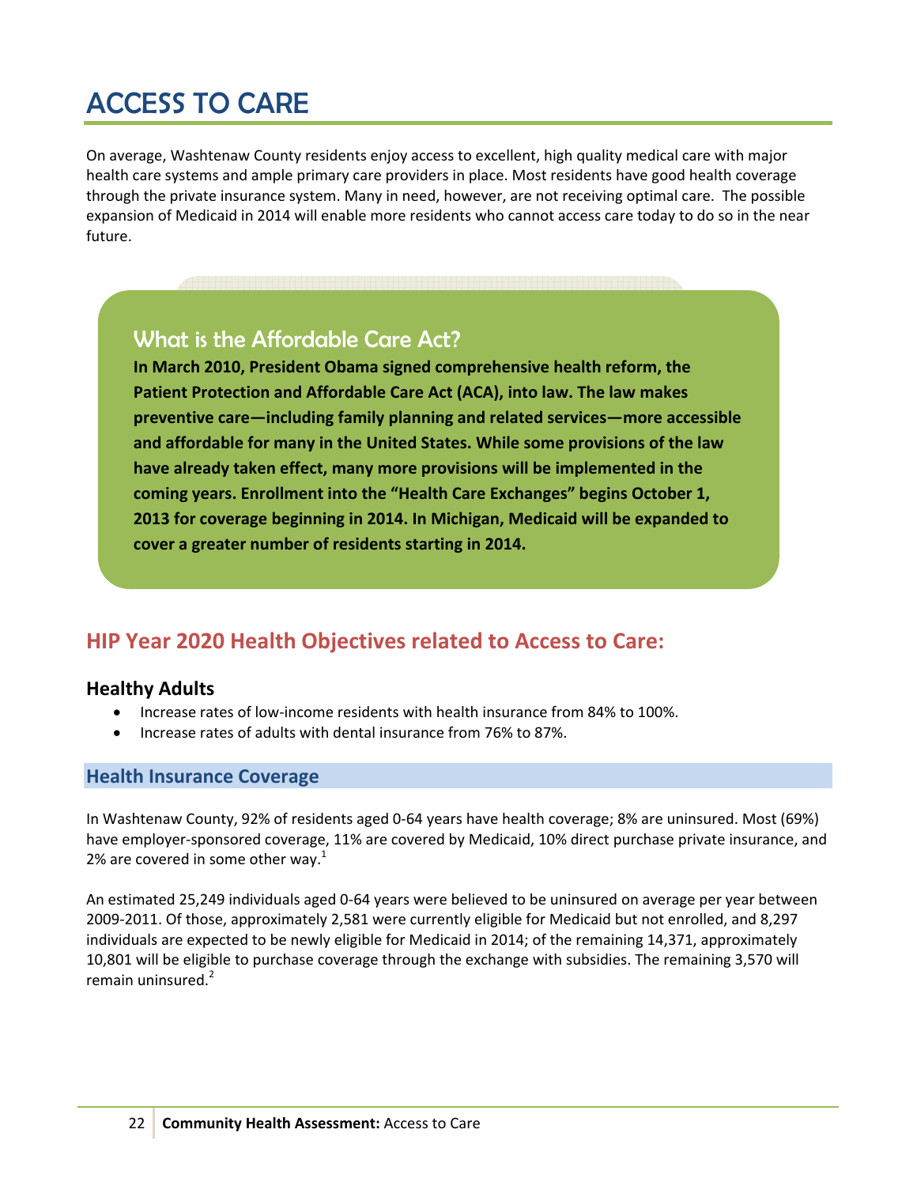# ACCESS TO CARE

On average, Washtenaw County residents enjoy access to excellent, high quality medical care with major health care systems and ample primary care providers in place. Most residents have good health coverage through the private insurance system. Many in need, however, are not receiving optimal care. The possible expansion of Medicaid in 2014 will enable more residents who cannot access care today to do so in the near future.

### What is the Affordable Care Act?

**In March 2010, President Obama signed comprehensive health reform, the Patient Protection and Affordable Care Act (ACA), into law. The law makes preventive care—including family planning and related services—more accessible and affordable for many in the United States. While some provisions of the law have already taken effect, many more provisions will be implemented in the coming years. Enrollment into the "Health Care Exchanges" begins October 1, 2013 for coverage beginning in 2014. In Michigan, Medicaid will be expanded to cover a greater number of residents starting in 2014.**

## HIP Year 2020 Health Objectives related to Access to Care:

### Healthy Adults

- Increase rates of low-income residents with health insurance from 84% to 100%.
- Increase rates of adults with dental insurance from 76% to 87%.

### Health Insurance Coverage

In Washtenaw County, 92% of residents aged 0-64 years have health coverage; 8% are uninsured. Most (69%) have employer-sponsored coverage, 11% are covered by Medicaid, 10% direct purchase private insurance, and 2% are covered in some other way.[1]

An estimated 25,249 individuals aged 0-64 years were believed to be uninsured on average per year between 2009-2011. Of those, approximately 2,581 were currently eligible for Medicaid but not enrolled, and 8,297 individuals are expected to be newly eligible for Medicaid in 2014; of the remaining 14,371, approximately 10,801 will be eligible to purchase coverage through the exchange with subsidies. The remaining 3,570 will remain uninsured.[2]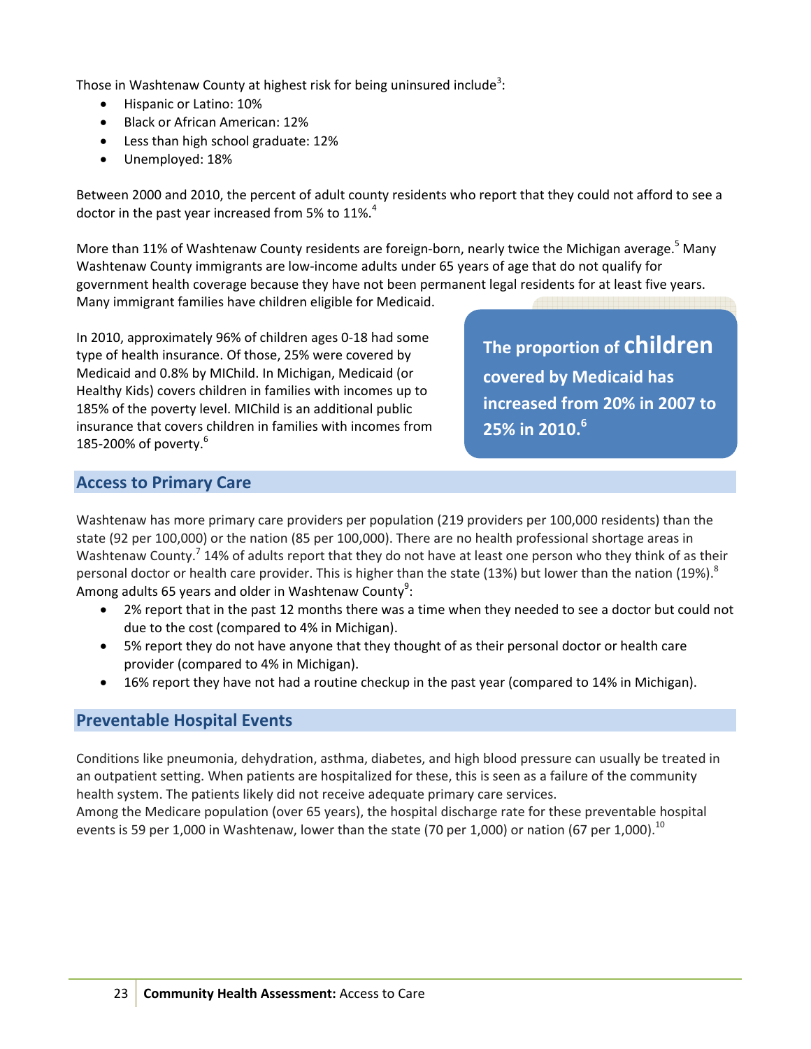Those in Washtenaw County at highest risk for being uninsured include[3]:

- Hispanic or Latino: 10%
- Black or African American: 12%
- Less than high school graduate: 12%
- Unemployed: 18%

Between 2000 and 2010, the percent of adult county residents who report that they could not afford to see a doctor in the past year increased from 5% to 11%.[4]

More than 11% of Washtenaw County residents are foreign-born, nearly twice the Michigan average.[5] Many Washtenaw County immigrants are low-income adults under 65 years of age that do not qualify for government health coverage because they have not been permanent legal residents for at least five years. Many immigrant families have children eligible for Medicaid.

In 2010, approximately 96% of children ages 0-18 had some type of health insurance. Of those, 25% were covered by Medicaid and 0.8% by MIChild. In Michigan, Medicaid (or Healthy Kids) covers children in families with incomes up to 185% of the poverty level. MIChild is an additional public insurance that covers children in families with incomes from 185-200% of poverty.[6]

**The proportion of children covered by Medicaid has increased from 20% in 2007 to 25% in 2010.[6]**

## Access to Primary Care

Washtenaw has more primary care providers per population (219 providers per 100,000 residents) than the state (92 per 100,000) or the nation (85 per 100,000). There are no health professional shortage areas in Washtenaw County.[7] 14% of adults report that they do not have at least one person who they think of as their personal doctor or health care provider. This is higher than the state (13%) but lower than the nation (19%).[8] Among adults 65 years and older in Washtenaw County[9]:

- 2% report that in the past 12 months there was a time when they needed to see a doctor but could not due to the cost (compared to 4% in Michigan).
- 5% report they do not have anyone that they thought of as their personal doctor or health care provider (compared to 4% in Michigan).
- 16% report they have not had a routine checkup in the past year (compared to 14% in Michigan).

## Preventable Hospital Events

Conditions like pneumonia, dehydration, asthma, diabetes, and high blood pressure can usually be treated in an outpatient setting. When patients are hospitalized for these, this is seen as a failure of the community health system. The patients likely did not receive adequate primary care services.
Among the Medicare population (over 65 years), the hospital discharge rate for these preventable hospital events is 59 per 1,000 in Washtenaw, lower than the state (70 per 1,000) or nation (67 per 1,000).[10]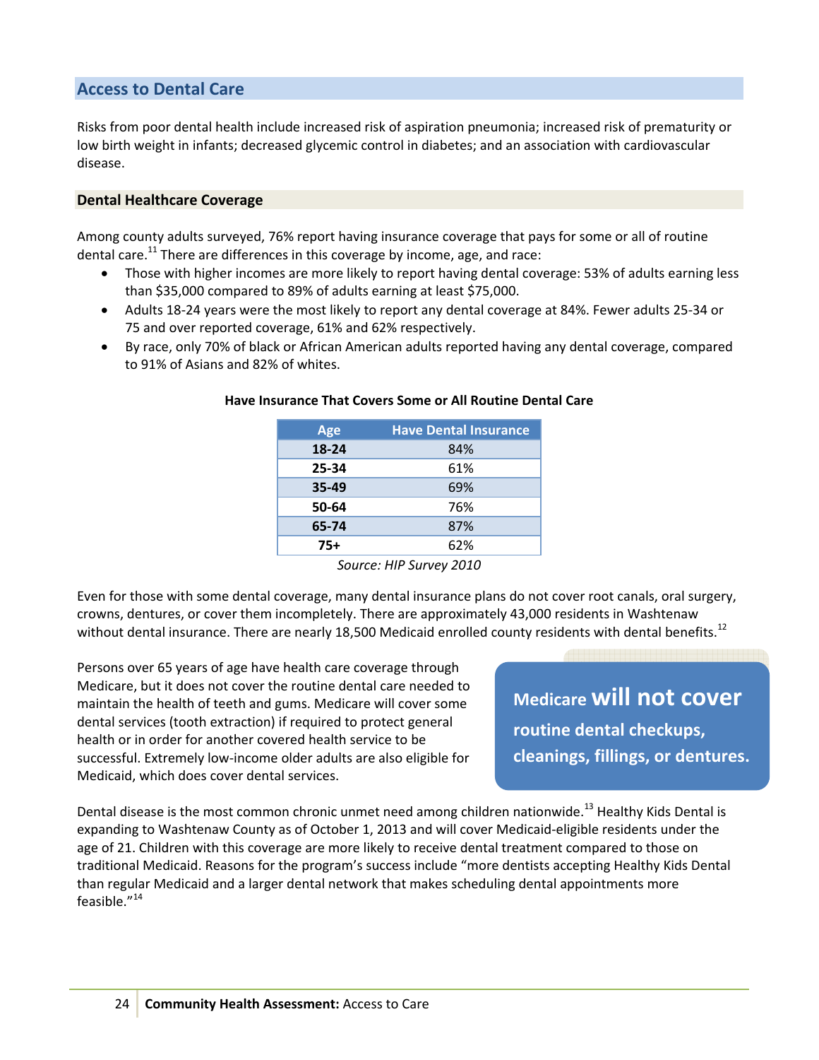## Access to Dental Care

Risks from poor dental health include increased risk of aspiration pneumonia; increased risk of prematurity or low birth weight in infants; decreased glycemic control in diabetes; and an association with cardiovascular disease.

### Dental Healthcare Coverage

Among county adults surveyed, 76% report having insurance coverage that pays for some or all of routine dental care.[11] There are differences in this coverage by income, age, and race:

- Those with higher incomes are more likely to report having dental coverage: 53% of adults earning less than $35,000 compared to 89% of adults earning at least $75,000.
- Adults 18-24 years were the most likely to report any dental coverage at 84%. Fewer adults 25-34 or 75 and over reported coverage, 61% and 62% respectively.
- By race, only 70% of black or African American adults reported having any dental coverage, compared to 91% of Asians and 82% of whites.

**Have Insurance That Covers Some or All Routine Dental Care**

| Age | Have Dental Insurance |
|---|---|
| **18-24** | 84% |
| **25-34** | 61% |
| **35-49** | 69% |
| **50-64** | 76% |
| **65-74** | 87% |
| **75+** | 62% |

*Source: HIP Survey 2010*

Even for those with some dental coverage, many dental insurance plans do not cover root canals, oral surgery, crowns, dentures, or cover them incompletely. There are approximately 43,000 residents in Washtenaw without dental insurance. There are nearly 18,500 Medicaid enrolled county residents with dental benefits.[12]

Persons over 65 years of age have health care coverage through Medicare, but it does not cover the routine dental care needed to maintain the health of teeth and gums. Medicare will cover some dental services (tooth extraction) if required to protect general health or in order for another covered health service to be successful. Extremely low-income older adults are also eligible for Medicaid, which does cover dental services.

**Medicare will not cover routine dental checkups, cleanings, fillings, or dentures.**

Dental disease is the most common chronic unmet need among children nationwide.[13] Healthy Kids Dental is expanding to Washtenaw County as of October 1, 2013 and will cover Medicaid-eligible residents under the age of 21. Children with this coverage are more likely to receive dental treatment compared to those on traditional Medicaid. Reasons for the program's success include "more dentists accepting Healthy Kids Dental than regular Medicaid and a larger dental network that makes scheduling dental appointments more feasible."[14]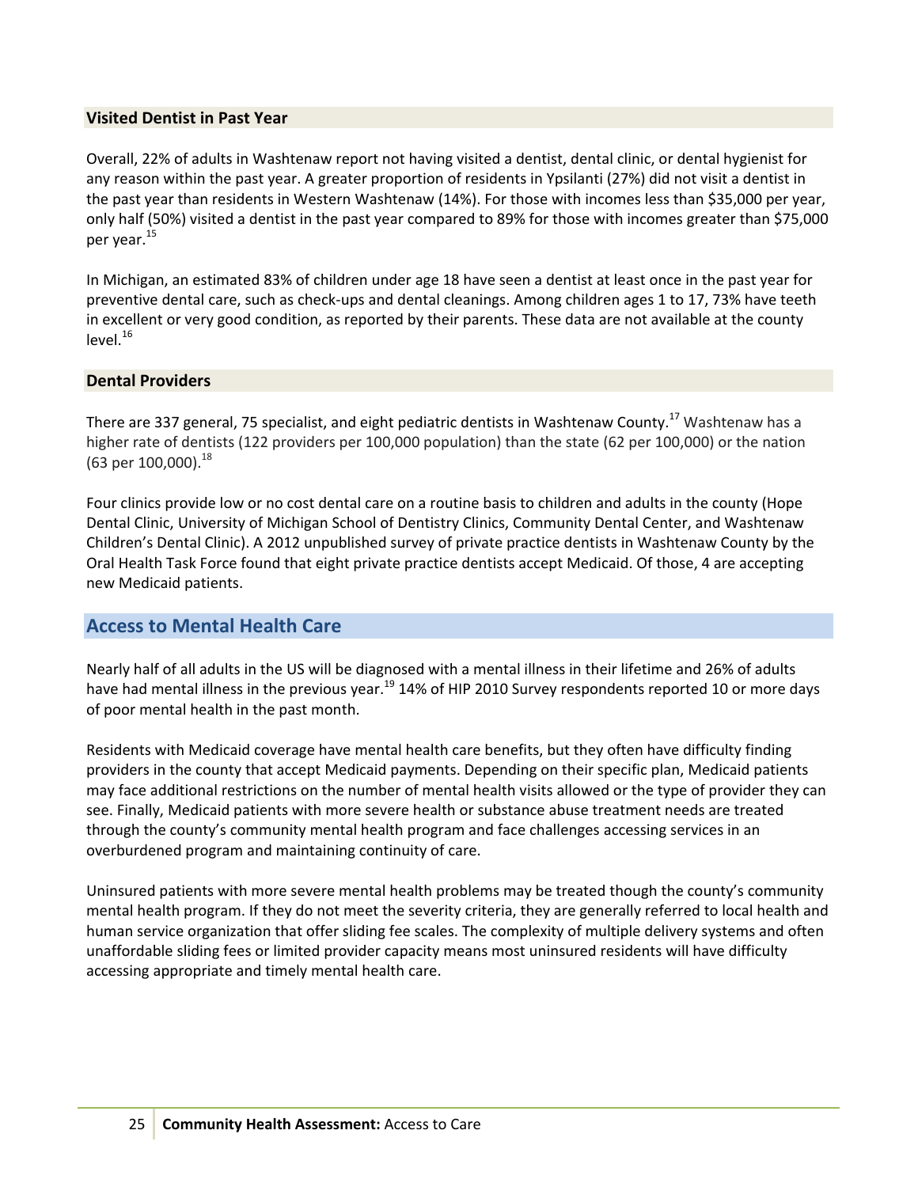### Visited Dentist in Past Year

Overall, 22% of adults in Washtenaw report not having visited a dentist, dental clinic, or dental hygienist for any reason within the past year. A greater proportion of residents in Ypsilanti (27%) did not visit a dentist in the past year than residents in Western Washtenaw (14%). For those with incomes less than $35,000 per year, only half (50%) visited a dentist in the past year compared to 89% for those with incomes greater than $75,000 per year.[15]

In Michigan, an estimated 83% of children under age 18 have seen a dentist at least once in the past year for preventive dental care, such as check-ups and dental cleanings. Among children ages 1 to 17, 73% have teeth in excellent or very good condition, as reported by their parents. These data are not available at the county level.[16]

### Dental Providers

There are 337 general, 75 specialist, and eight pediatric dentists in Washtenaw County.[17] Washtenaw has a higher rate of dentists (122 providers per 100,000 population) than the state (62 per 100,000) or the nation (63 per 100,000).[18]

Four clinics provide low or no cost dental care on a routine basis to children and adults in the county (Hope Dental Clinic, University of Michigan School of Dentistry Clinics, Community Dental Center, and Washtenaw Children's Dental Clinic). A 2012 unpublished survey of private practice dentists in Washtenaw County by the Oral Health Task Force found that eight private practice dentists accept Medicaid. Of those, 4 are accepting new Medicaid patients.

## Access to Mental Health Care

Nearly half of all adults in the US will be diagnosed with a mental illness in their lifetime and 26% of adults have had mental illness in the previous year.[19] 14% of HIP 2010 Survey respondents reported 10 or more days of poor mental health in the past month.

Residents with Medicaid coverage have mental health care benefits, but they often have difficulty finding providers in the county that accept Medicaid payments. Depending on their specific plan, Medicaid patients may face additional restrictions on the number of mental health visits allowed or the type of provider they can see. Finally, Medicaid patients with more severe health or substance abuse treatment needs are treated through the county's community mental health program and face challenges accessing services in an overburdened program and maintaining continuity of care.

Uninsured patients with more severe mental health problems may be treated though the county's community mental health program. If they do not meet the severity criteria, they are generally referred to local health and human service organization that offer sliding fee scales. The complexity of multiple delivery systems and often unaffordable sliding fees or limited provider capacity means most uninsured residents will have difficulty accessing appropriate and timely mental health care.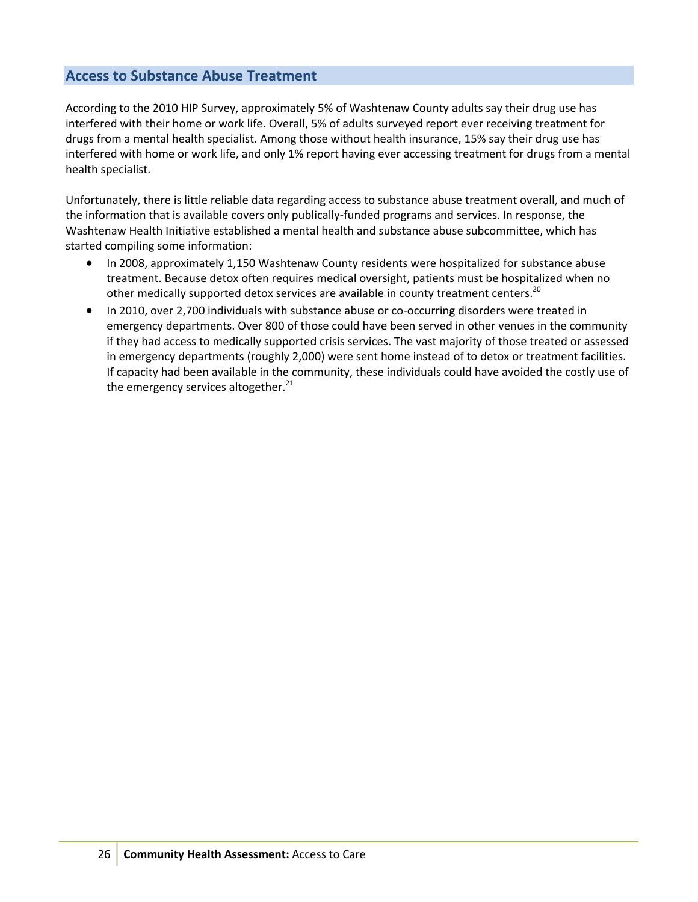## Access to Substance Abuse Treatment

According to the 2010 HIP Survey, approximately 5% of Washtenaw County adults say their drug use has interfered with their home or work life. Overall, 5% of adults surveyed report ever receiving treatment for drugs from a mental health specialist. Among those without health insurance, 15% say their drug use has interfered with home or work life, and only 1% report having ever accessing treatment for drugs from a mental health specialist.

Unfortunately, there is little reliable data regarding access to substance abuse treatment overall, and much of the information that is available covers only publically-funded programs and services. In response, the Washtenaw Health Initiative established a mental health and substance abuse subcommittee, which has started compiling some information:

- In 2008, approximately 1,150 Washtenaw County residents were hospitalized for substance abuse treatment. Because detox often requires medical oversight, patients must be hospitalized when no other medically supported detox services are available in county treatment centers.[20]
- In 2010, over 2,700 individuals with substance abuse or co-occurring disorders were treated in emergency departments. Over 800 of those could have been served in other venues in the community if they had access to medically supported crisis services. The vast majority of those treated or assessed in emergency departments (roughly 2,000) were sent home instead of to detox or treatment facilities. If capacity had been available in the community, these individuals could have avoided the costly use of the emergency services altogether.[21]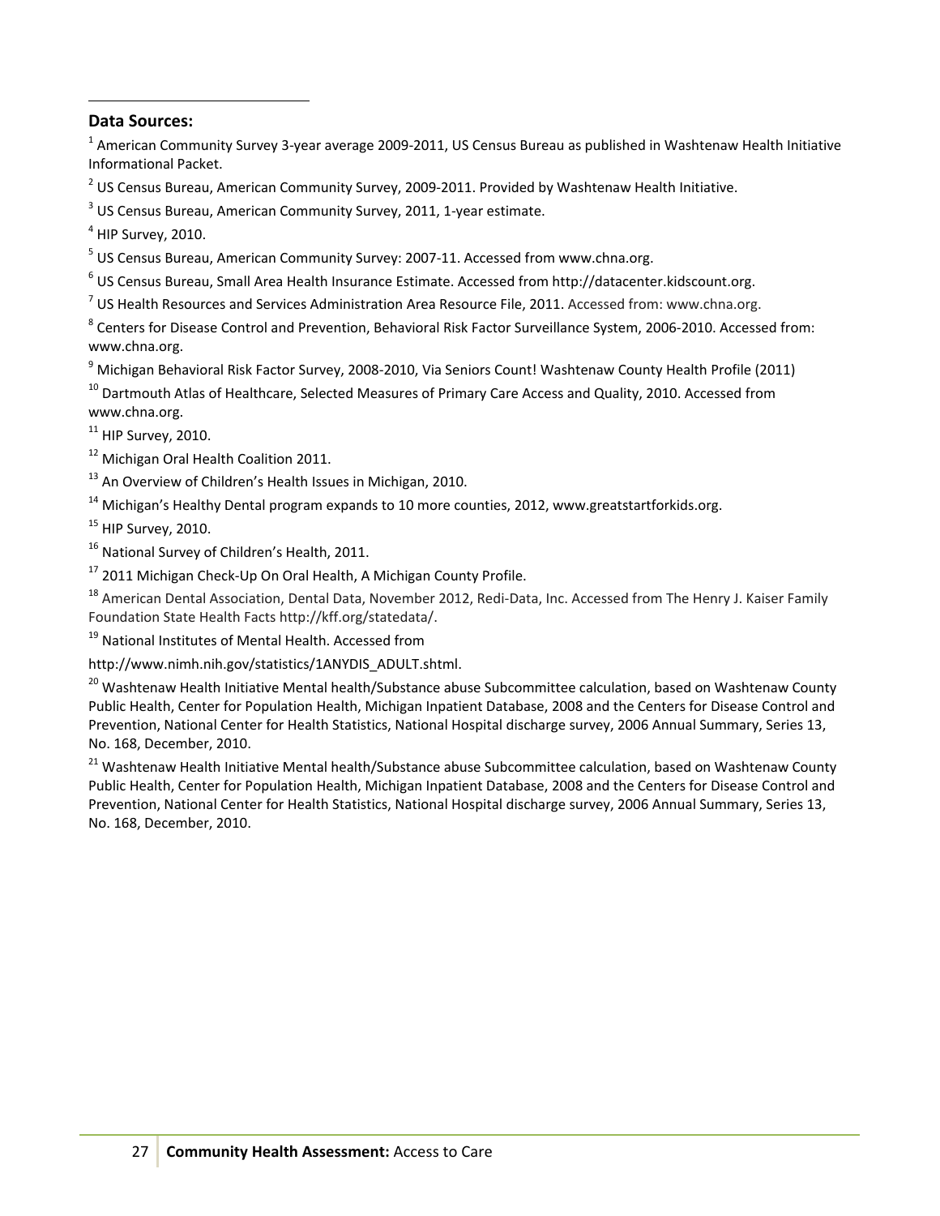**Data Sources:**

[1] American Community Survey 3-year average 2009-2011, US Census Bureau as published in Washtenaw Health Initiative Informational Packet.

[2] US Census Bureau, American Community Survey, 2009-2011. Provided by Washtenaw Health Initiative.

[3] US Census Bureau, American Community Survey, 2011, 1-year estimate.

[4] HIP Survey, 2010.

[5] US Census Bureau, American Community Survey: 2007-11. Accessed from www.chna.org.

[6] US Census Bureau, Small Area Health Insurance Estimate. Accessed from http://datacenter.kidscount.org.

[7] US Health Resources and Services Administration Area Resource File, 2011. Accessed from: www.chna.org.

[8] Centers for Disease Control and Prevention, Behavioral Risk Factor Surveillance System, 2006-2010. Accessed from: www.chna.org.

[9] Michigan Behavioral Risk Factor Survey, 2008-2010, Via Seniors Count! Washtenaw County Health Profile (2011)

[10] Dartmouth Atlas of Healthcare, Selected Measures of Primary Care Access and Quality, 2010. Accessed from www.chna.org.

[11] HIP Survey, 2010.

[12] Michigan Oral Health Coalition 2011.

[13] An Overview of Children's Health Issues in Michigan, 2010.

[14] Michigan's Healthy Dental program expands to 10 more counties, 2012, www.greatstartforkids.org.

[15] HIP Survey, 2010.

[16] National Survey of Children's Health, 2011.

[17] 2011 Michigan Check-Up On Oral Health, A Michigan County Profile.

[18] American Dental Association, Dental Data, November 2012, Redi-Data, Inc. Accessed from The Henry J. Kaiser Family Foundation State Health Facts http://kff.org/statedata/.

[19] National Institutes of Mental Health. Accessed from

http://www.nimh.nih.gov/statistics/1ANYDIS_ADULT.shtml.

[20] Washtenaw Health Initiative Mental health/Substance abuse Subcommittee calculation, based on Washtenaw County Public Health, Center for Population Health, Michigan Inpatient Database, 2008 and the Centers for Disease Control and Prevention, National Center for Health Statistics, National Hospital discharge survey, 2006 Annual Summary, Series 13, No. 168, December, 2010.

[21] Washtenaw Health Initiative Mental health/Substance abuse Subcommittee calculation, based on Washtenaw County Public Health, Center for Population Health, Michigan Inpatient Database, 2008 and the Centers for Disease Control and Prevention, National Center for Health Statistics, National Hospital discharge survey, 2006 Annual Summary, Series 13, No. 168, December, 2010.